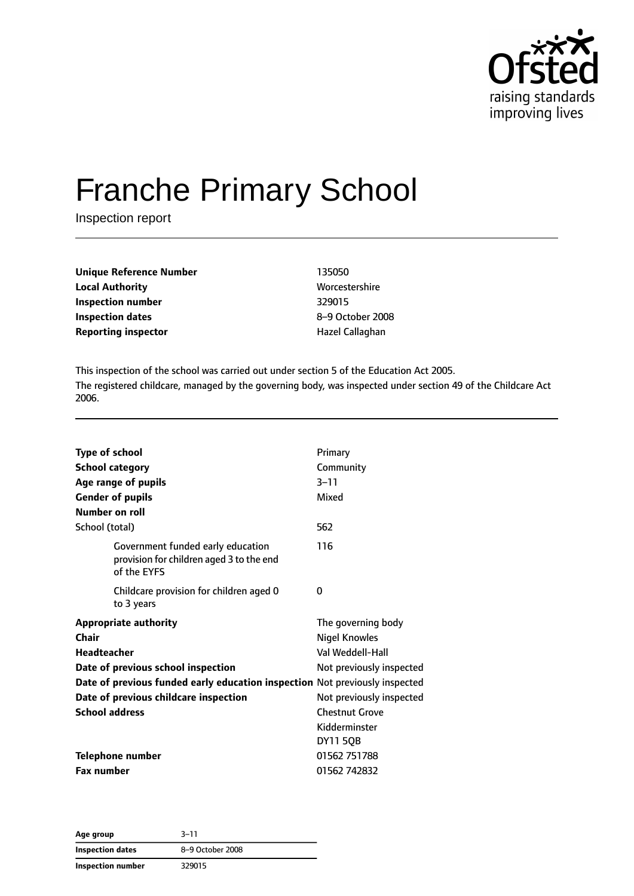# Franche Primary School

Inspection report

| | |
|---|---|
| **Unique Reference Number** | 135050 |
| **Local Authority** | Worcestershire |
| **Inspection number** | 329015 |
| **Inspection dates** | 8–9 October 2008 |
| **Reporting inspector** | Hazel Callaghan |

This inspection of the school was carried out under section 5 of the Education Act 2005.

The registered childcare, managed by the governing body, was inspected under section 49 of the Childcare Act 2006.

| | |
|---|---|
| **Type of school** | Primary |
| **School category** | Community |
| **Age range of pupils** | 3–11 |
| **Gender of pupils** | Mixed |
| **Number on roll** | |
| School (total) | 562 |
| Government funded early education provision for children aged 3 to the end of the EYFS | 116 |
| Childcare provision for children aged 0 to 3 years | 0 |
| **Appropriate authority** | The governing body |
| **Chair** | Nigel Knowles |
| **Headteacher** | Val Weddell-Hall |
| **Date of previous school inspection** | Not previously inspected |
| **Date of previous funded early education inspection** | Not previously inspected |
| **Date of previous childcare inspection** | Not previously inspected |
| **School address** | Chestnut Grove<br>Kidderminster<br>DY11 5QB |
| **Telephone number** | 01562 751788 |
| **Fax number** | 01562 742832 |

| | |
|---|---|
| **Age group** | 3–11 |
| **Inspection dates** | 8–9 October 2008 |
| **Inspection number** | 329015 |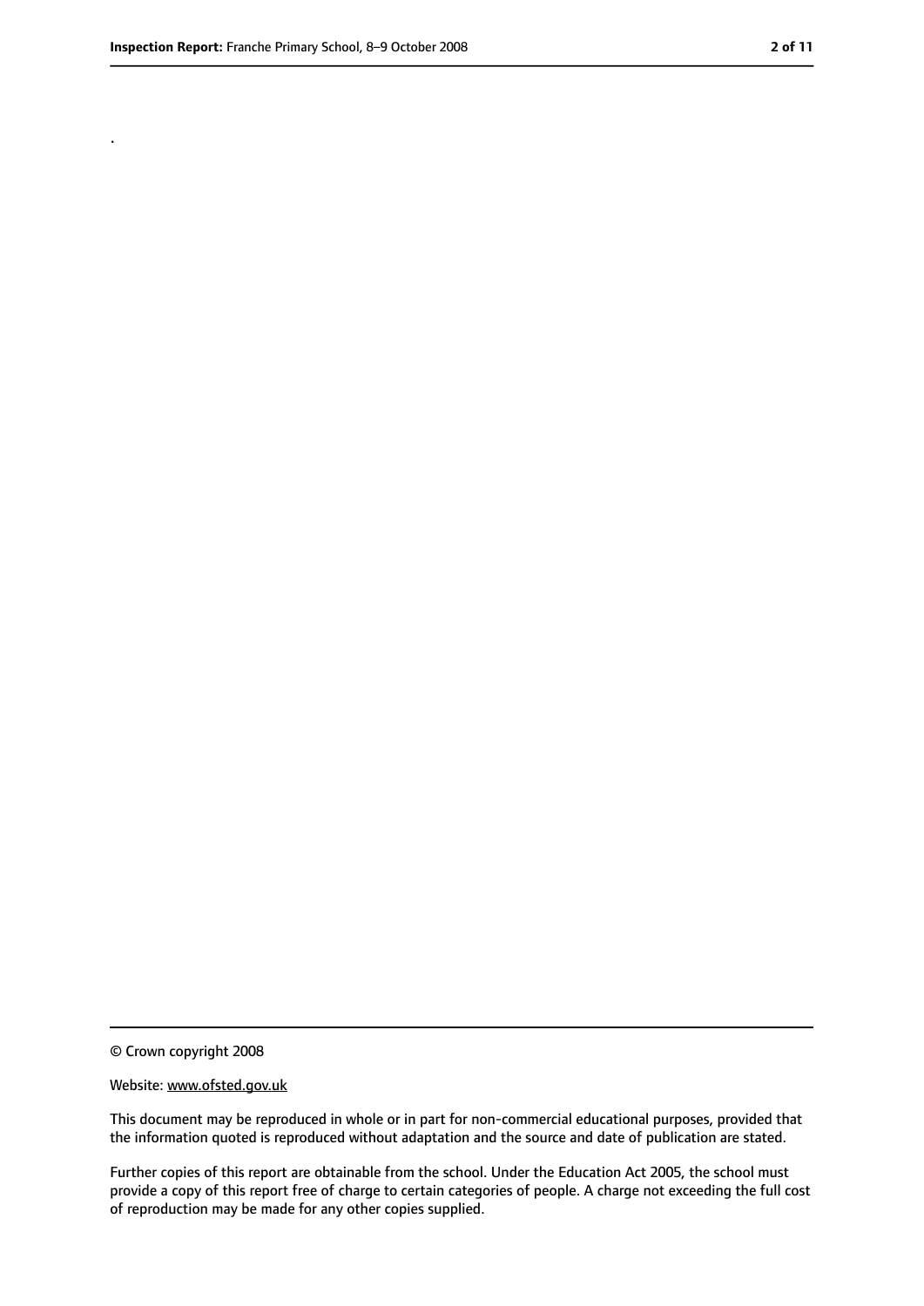.

© Crown copyright 2008

Website: www.ofsted.gov.uk

This document may be reproduced in whole or in part for non-commercial educational purposes, provided that the information quoted is reproduced without adaptation and the source and date of publication are stated.

Further copies of this report are obtainable from the school. Under the Education Act 2005, the school must provide a copy of this report free of charge to certain categories of people. A charge not exceeding the full cost of reproduction may be made for any other copies supplied.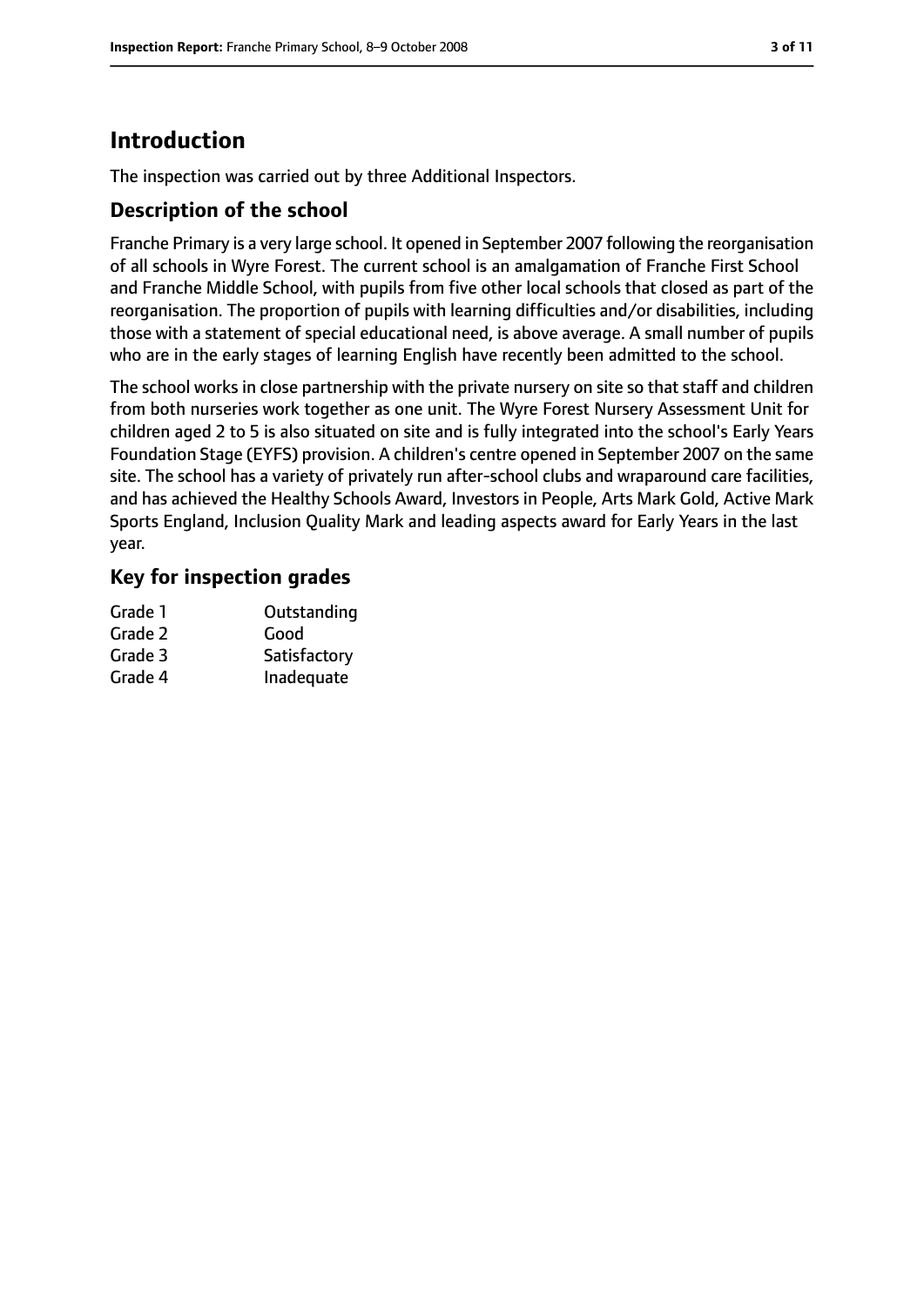# Introduction

The inspection was carried out by three Additional Inspectors.

## Description of the school

Franche Primary is a very large school. It opened in September 2007 following the reorganisation of all schools in Wyre Forest. The current school is an amalgamation of Franche First School and Franche Middle School, with pupils from five other local schools that closed as part of the reorganisation. The proportion of pupils with learning difficulties and/or disabilities, including those with a statement of special educational need, is above average. A small number of pupils who are in the early stages of learning English have recently been admitted to the school.

The school works in close partnership with the private nursery on site so that staff and children from both nurseries work together as one unit. The Wyre Forest Nursery Assessment Unit for children aged 2 to 5 is also situated on site and is fully integrated into the school's Early Years Foundation Stage (EYFS) provision. A children's centre opened in September 2007 on the same site. The school has a variety of privately run after-school clubs and wraparound care facilities, and has achieved the Healthy Schools Award, Investors in People, Arts Mark Gold, Active Mark Sports England, Inclusion Quality Mark and leading aspects award for Early Years in the last year.

## Key for inspection grades

| | |
|---|---|
| Grade 1 | Outstanding |
| Grade 2 | Good |
| Grade 3 | Satisfactory |
| Grade 4 | Inadequate |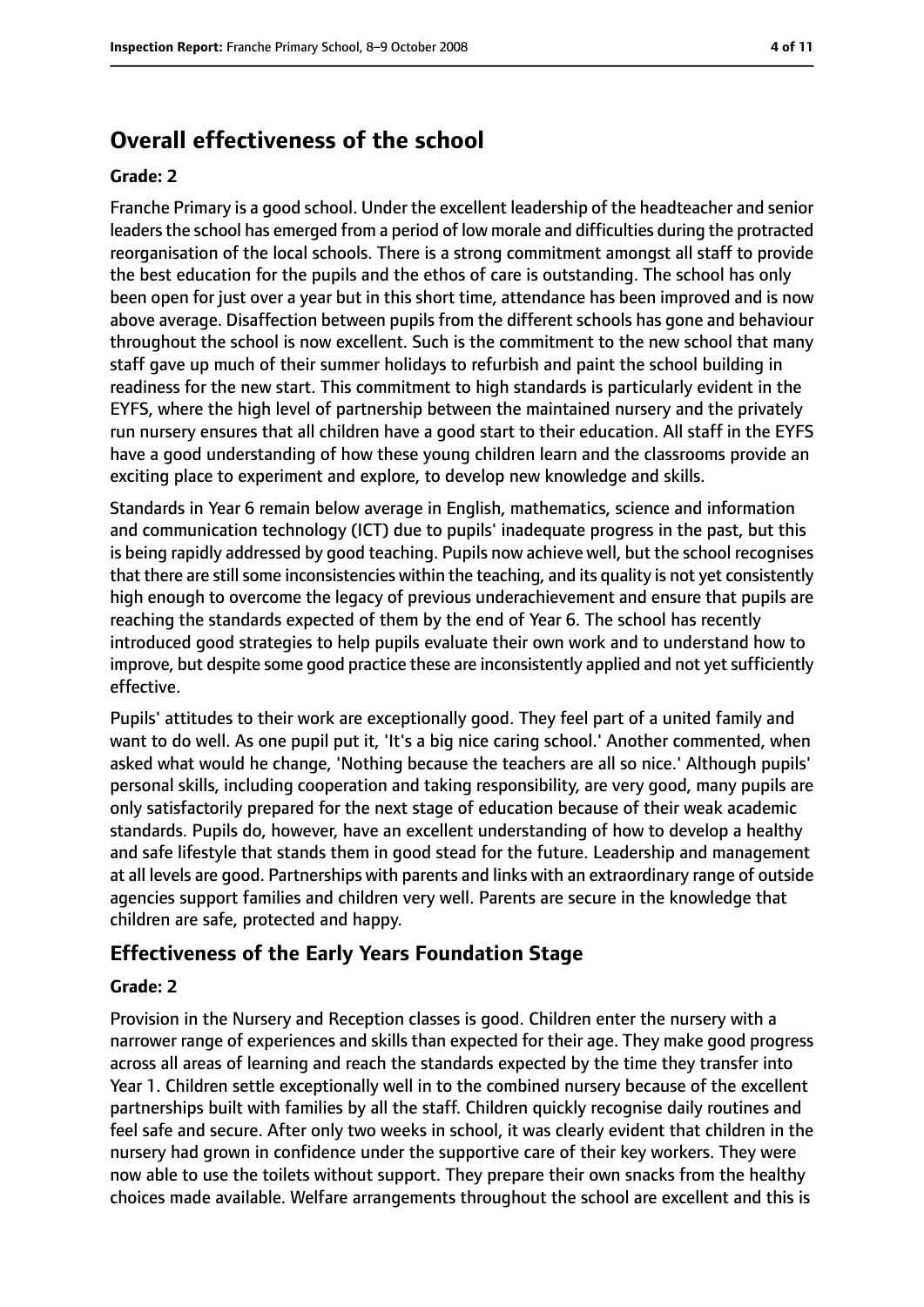## Overall effectiveness of the school

**Grade: 2**

Franche Primary is a good school. Under the excellent leadership of the headteacher and senior leaders the school has emerged from a period of low morale and difficulties during the protracted reorganisation of the local schools. There is a strong commitment amongst all staff to provide the best education for the pupils and the ethos of care is outstanding. The school has only been open for just over a year but in this short time, attendance has been improved and is now above average. Disaffection between pupils from the different schools has gone and behaviour throughout the school is now excellent. Such is the commitment to the new school that many staff gave up much of their summer holidays to refurbish and paint the school building in readiness for the new start. This commitment to high standards is particularly evident in the EYFS, where the high level of partnership between the maintained nursery and the privately run nursery ensures that all children have a good start to their education. All staff in the EYFS have a good understanding of how these young children learn and the classrooms provide an exciting place to experiment and explore, to develop new knowledge and skills.

Standards in Year 6 remain below average in English, mathematics, science and information and communication technology (ICT) due to pupils' inadequate progress in the past, but this is being rapidly addressed by good teaching. Pupils now achieve well, but the school recognises that there are still some inconsistencies within the teaching, and its quality is not yet consistently high enough to overcome the legacy of previous underachievement and ensure that pupils are reaching the standards expected of them by the end of Year 6. The school has recently introduced good strategies to help pupils evaluate their own work and to understand how to improve, but despite some good practice these are inconsistently applied and not yet sufficiently effective.

Pupils' attitudes to their work are exceptionally good. They feel part of a united family and want to do well. As one pupil put it, 'It's a big nice caring school.' Another commented, when asked what would he change, 'Nothing because the teachers are all so nice.' Although pupils' personal skills, including cooperation and taking responsibility, are very good, many pupils are only satisfactorily prepared for the next stage of education because of their weak academic standards. Pupils do, however, have an excellent understanding of how to develop a healthy and safe lifestyle that stands them in good stead for the future. Leadership and management at all levels are good. Partnerships with parents and links with an extraordinary range of outside agencies support families and children very well. Parents are secure in the knowledge that children are safe, protected and happy.

### Effectiveness of the Early Years Foundation Stage

**Grade: 2**

Provision in the Nursery and Reception classes is good. Children enter the nursery with a narrower range of experiences and skills than expected for their age. They make good progress across all areas of learning and reach the standards expected by the time they transfer into Year 1. Children settle exceptionally well in to the combined nursery because of the excellent partnerships built with families by all the staff. Children quickly recognise daily routines and feel safe and secure. After only two weeks in school, it was clearly evident that children in the nursery had grown in confidence under the supportive care of their key workers. They were now able to use the toilets without support. They prepare their own snacks from the healthy choices made available. Welfare arrangements throughout the school are excellent and this is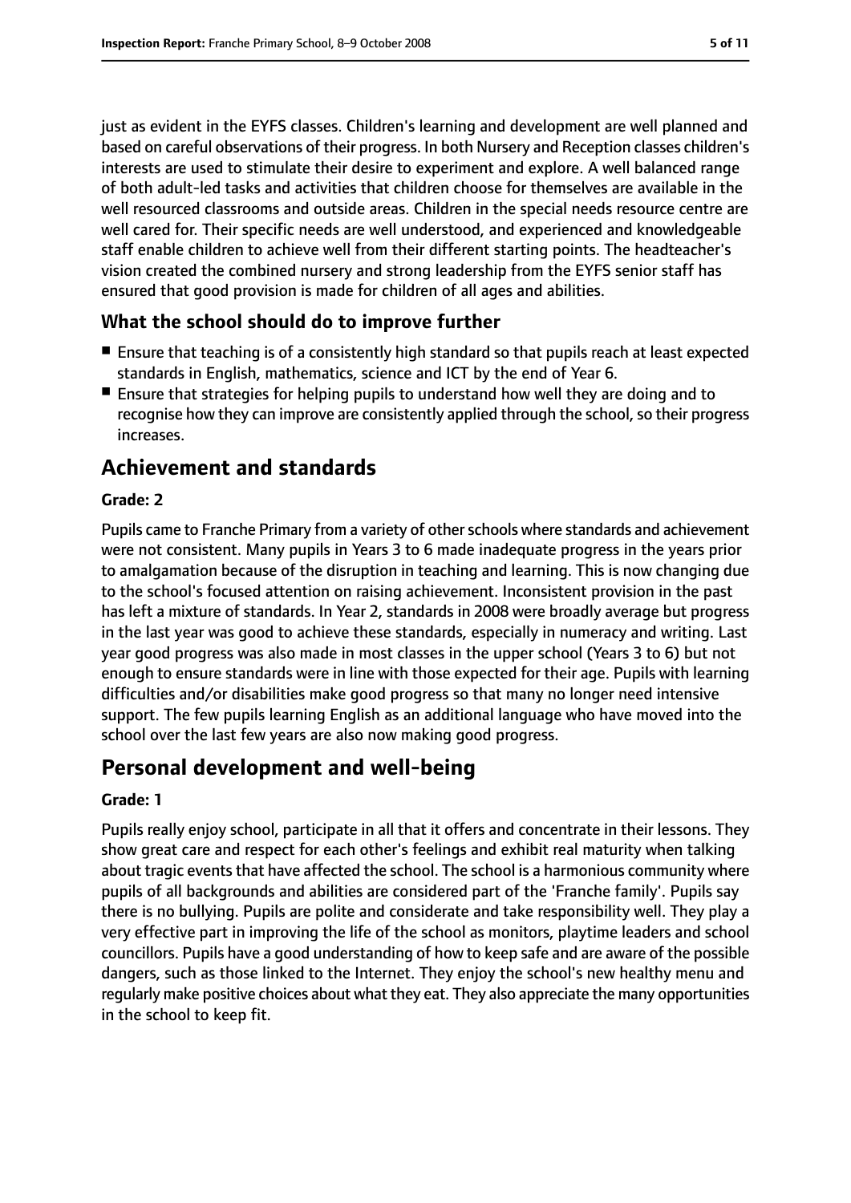just as evident in the EYFS classes. Children's learning and development are well planned and based on careful observations of their progress. In both Nursery and Reception classes children's interests are used to stimulate their desire to experiment and explore. A well balanced range of both adult-led tasks and activities that children choose for themselves are available in the well resourced classrooms and outside areas. Children in the special needs resource centre are well cared for. Their specific needs are well understood, and experienced and knowledgeable staff enable children to achieve well from their different starting points. The headteacher's vision created the combined nursery and strong leadership from the EYFS senior staff has ensured that good provision is made for children of all ages and abilities.

### What the school should do to improve further

- Ensure that teaching is of a consistently high standard so that pupils reach at least expected standards in English, mathematics, science and ICT by the end of Year 6.
- Ensure that strategies for helping pupils to understand how well they are doing and to recognise how they can improve are consistently applied through the school, so their progress increases.

## Achievement and standards

**Grade: 2**

Pupils came to Franche Primary from a variety of other schools where standards and achievement were not consistent. Many pupils in Years 3 to 6 made inadequate progress in the years prior to amalgamation because of the disruption in teaching and learning. This is now changing due to the school's focused attention on raising achievement. Inconsistent provision in the past has left a mixture of standards. In Year 2, standards in 2008 were broadly average but progress in the last year was good to achieve these standards, especially in numeracy and writing. Last year good progress was also made in most classes in the upper school (Years 3 to 6) but not enough to ensure standards were in line with those expected for their age. Pupils with learning difficulties and/or disabilities make good progress so that many no longer need intensive support. The few pupils learning English as an additional language who have moved into the school over the last few years are also now making good progress.

## Personal development and well-being

**Grade: 1**

Pupils really enjoy school, participate in all that it offers and concentrate in their lessons. They show great care and respect for each other's feelings and exhibit real maturity when talking about tragic events that have affected the school. The school is a harmonious community where pupils of all backgrounds and abilities are considered part of the 'Franche family'. Pupils say there is no bullying. Pupils are polite and considerate and take responsibility well. They play a very effective part in improving the life of the school as monitors, playtime leaders and school councillors. Pupils have a good understanding of how to keep safe and are aware of the possible dangers, such as those linked to the Internet. They enjoy the school's new healthy menu and regularly make positive choices about what they eat. They also appreciate the many opportunities in the school to keep fit.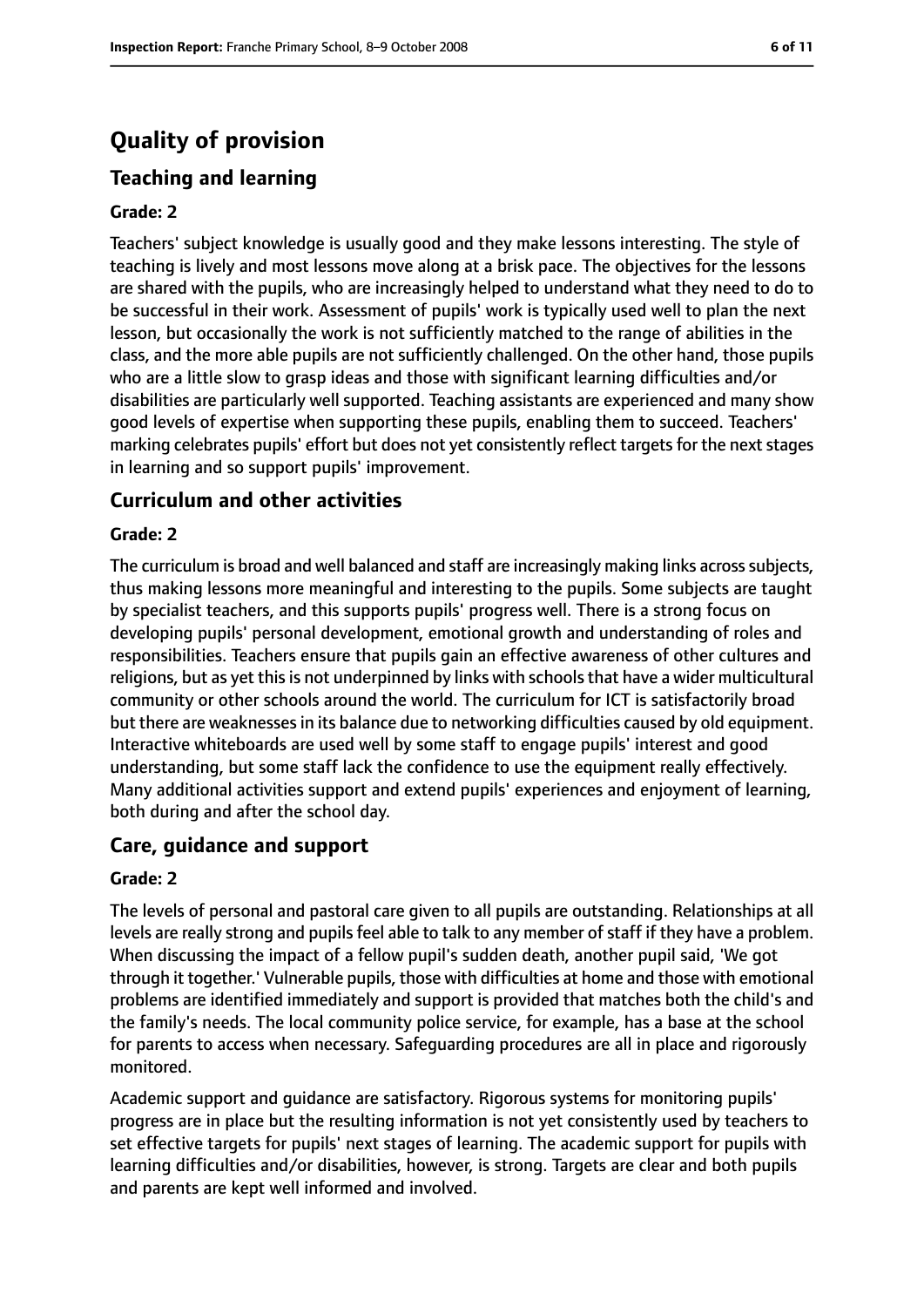# Quality of provision

## Teaching and learning

**Grade: 2**

Teachers' subject knowledge is usually good and they make lessons interesting. The style of teaching is lively and most lessons move along at a brisk pace. The objectives for the lessons are shared with the pupils, who are increasingly helped to understand what they need to do to be successful in their work. Assessment of pupils' work is typically used well to plan the next lesson, but occasionally the work is not sufficiently matched to the range of abilities in the class, and the more able pupils are not sufficiently challenged. On the other hand, those pupils who are a little slow to grasp ideas and those with significant learning difficulties and/or disabilities are particularly well supported. Teaching assistants are experienced and many show good levels of expertise when supporting these pupils, enabling them to succeed. Teachers' marking celebrates pupils' effort but does not yet consistently reflect targets for the next stages in learning and so support pupils' improvement.

## Curriculum and other activities

**Grade: 2**

The curriculum is broad and well balanced and staff are increasingly making links across subjects, thus making lessons more meaningful and interesting to the pupils. Some subjects are taught by specialist teachers, and this supports pupils' progress well. There is a strong focus on developing pupils' personal development, emotional growth and understanding of roles and responsibilities. Teachers ensure that pupils gain an effective awareness of other cultures and religions, but as yet this is not underpinned by links with schools that have a wider multicultural community or other schools around the world. The curriculum for ICT is satisfactorily broad but there are weaknesses in its balance due to networking difficulties caused by old equipment. Interactive whiteboards are used well by some staff to engage pupils' interest and good understanding, but some staff lack the confidence to use the equipment really effectively. Many additional activities support and extend pupils' experiences and enjoyment of learning, both during and after the school day.

## Care, guidance and support

**Grade: 2**

The levels of personal and pastoral care given to all pupils are outstanding. Relationships at all levels are really strong and pupils feel able to talk to any member of staff if they have a problem. When discussing the impact of a fellow pupil's sudden death, another pupil said, 'We got through it together.' Vulnerable pupils, those with difficulties at home and those with emotional problems are identified immediately and support is provided that matches both the child's and the family's needs. The local community police service, for example, has a base at the school for parents to access when necessary. Safeguarding procedures are all in place and rigorously monitored.

Academic support and guidance are satisfactory. Rigorous systems for monitoring pupils' progress are in place but the resulting information is not yet consistently used by teachers to set effective targets for pupils' next stages of learning. The academic support for pupils with learning difficulties and/or disabilities, however, is strong. Targets are clear and both pupils and parents are kept well informed and involved.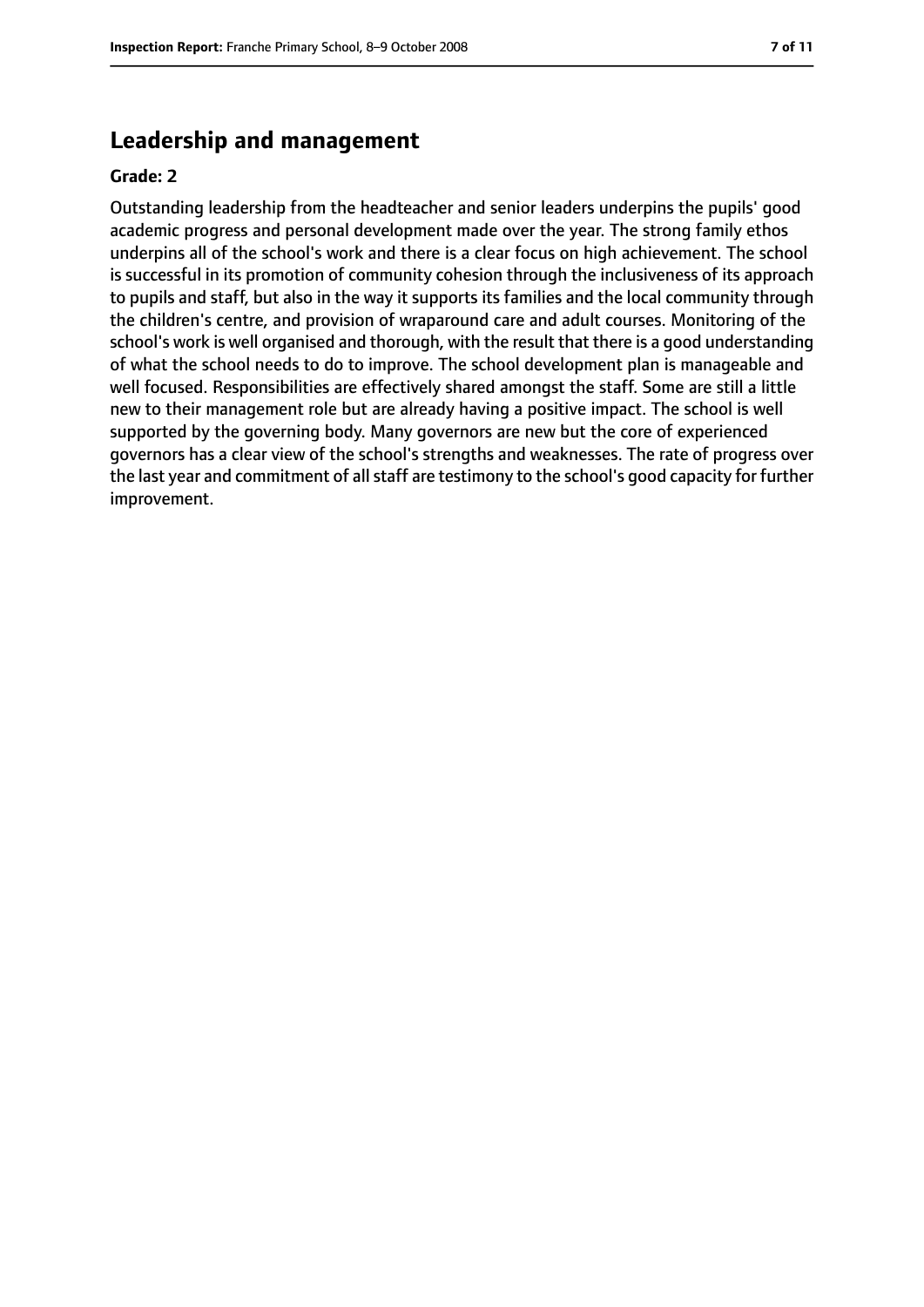## Leadership and management

**Grade: 2**

Outstanding leadership from the headteacher and senior leaders underpins the pupils' good academic progress and personal development made over the year. The strong family ethos underpins all of the school's work and there is a clear focus on high achievement. The school is successful in its promotion of community cohesion through the inclusiveness of its approach to pupils and staff, but also in the way it supports its families and the local community through the children's centre, and provision of wraparound care and adult courses. Monitoring of the school's work is well organised and thorough, with the result that there is a good understanding of what the school needs to do to improve. The school development plan is manageable and well focused. Responsibilities are effectively shared amongst the staff. Some are still a little new to their management role but are already having a positive impact. The school is well supported by the governing body. Many governors are new but the core of experienced governors has a clear view of the school's strengths and weaknesses. The rate of progress over the last year and commitment of all staff are testimony to the school's good capacity for further improvement.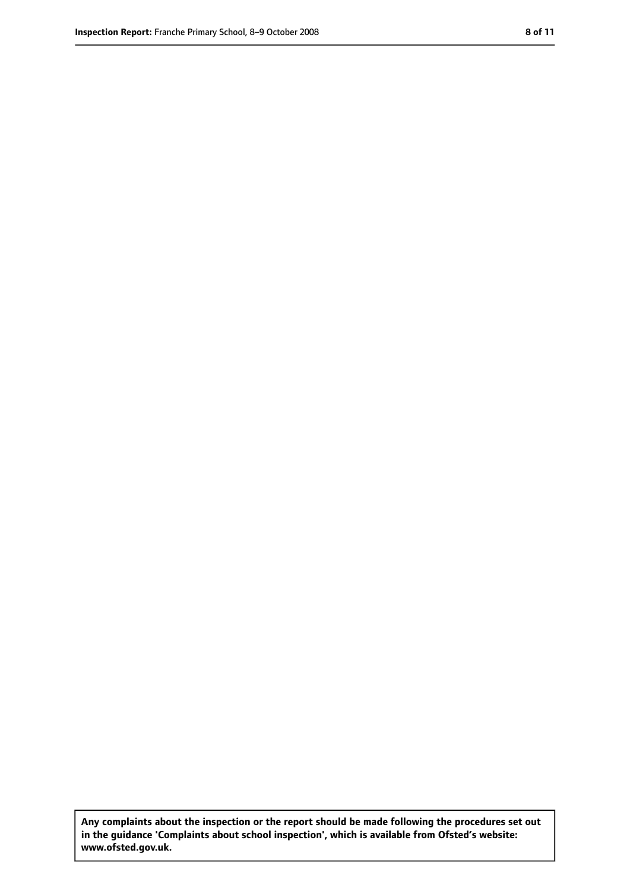**Any complaints about the inspection or the report should be made following the procedures set out in the guidance 'Complaints about school inspection', which is available from Ofsted's website: www.ofsted.gov.uk.**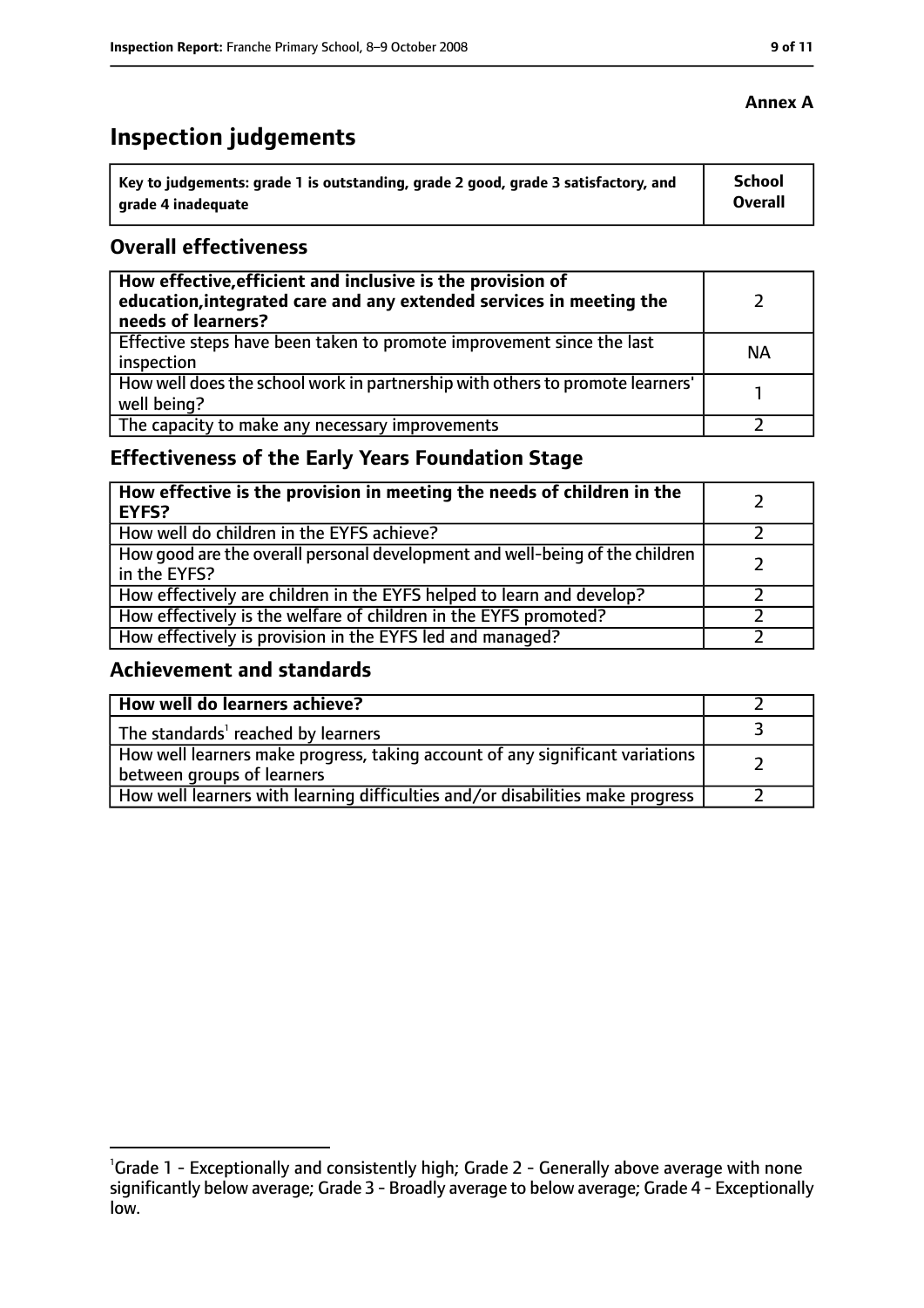**Annex A**

# Inspection judgements

| Key to judgements: grade 1 is outstanding, grade 2 good, grade 3 satisfactory, and grade 4 inadequate | School Overall |
|---|---|

## Overall effectiveness

| | |
|---|---|
| **How effective, efficient and inclusive is the provision of education, integrated care and any extended services in meeting the needs of learners?** | 2 |
| Effective steps have been taken to promote improvement since the last inspection | NA |
| How well does the school work in partnership with others to promote learners' well being? | 1 |
| The capacity to make any necessary improvements | 2 |

## Effectiveness of the Early Years Foundation Stage

| | |
|---|---|
| **How effective is the provision in meeting the needs of children in the EYFS?** | 2 |
| How well do children in the EYFS achieve? | 2 |
| How good are the overall personal development and well-being of the children in the EYFS? | 2 |
| How effectively are children in the EYFS helped to learn and develop? | 2 |
| How effectively is the welfare of children in the EYFS promoted? | 2 |
| How effectively is provision in the EYFS led and managed? | 2 |

## Achievement and standards

| | |
|---|---|
| **How well do learners achieve?** | 2 |
| The standards[1] reached by learners | 3 |
| How well learners make progress, taking account of any significant variations between groups of learners | 2 |
| How well learners with learning difficulties and/or disabilities make progress | 2 |

[1] Grade 1 - Exceptionally and consistently high; Grade 2 - Generally above average with none significantly below average; Grade 3 - Broadly average to below average; Grade 4 - Exceptionally low.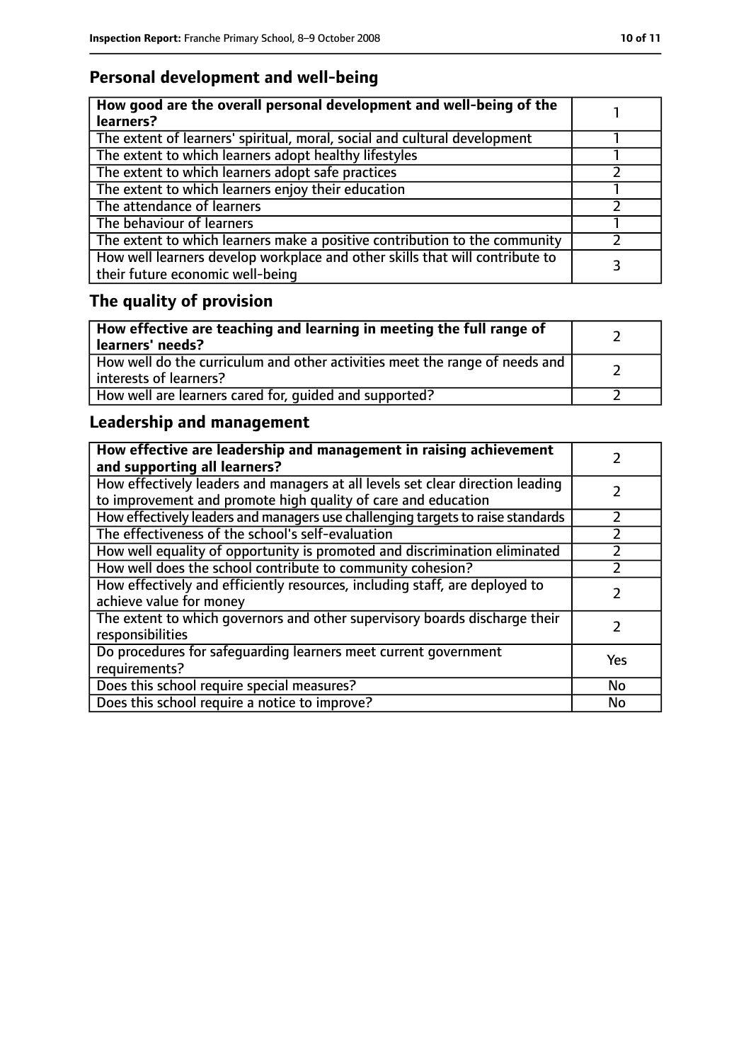## Personal development and well-being

| How good are the overall personal development and well-being of the learners? | 1 |
|---|---|
| The extent of learners' spiritual, moral, social and cultural development | 1 |
| The extent to which learners adopt healthy lifestyles | 1 |
| The extent to which learners adopt safe practices | 2 |
| The extent to which learners enjoy their education | 1 |
| The attendance of learners | 2 |
| The behaviour of learners | 1 |
| The extent to which learners make a positive contribution to the community | 2 |
| How well learners develop workplace and other skills that will contribute to their future economic well-being | 3 |

## The quality of provision

| How effective are teaching and learning in meeting the full range of learners' needs? | 2 |
|---|---|
| How well do the curriculum and other activities meet the range of needs and interests of learners? | 2 |
| How well are learners cared for, guided and supported? | 2 |

## Leadership and management

| How effective are leadership and management in raising achievement and supporting all learners? | 2 |
|---|---|
| How effectively leaders and managers at all levels set clear direction leading to improvement and promote high quality of care and education | 2 |
| How effectively leaders and managers use challenging targets to raise standards | 2 |
| The effectiveness of the school's self-evaluation | 2 |
| How well equality of opportunity is promoted and discrimination eliminated | 2 |
| How well does the school contribute to community cohesion? | 2 |
| How effectively and efficiently resources, including staff, are deployed to achieve value for money | 2 |
| The extent to which governors and other supervisory boards discharge their responsibilities | 2 |
| Do procedures for safeguarding learners meet current government requirements? | Yes |
| Does this school require special measures? | No |
| Does this school require a notice to improve? | No |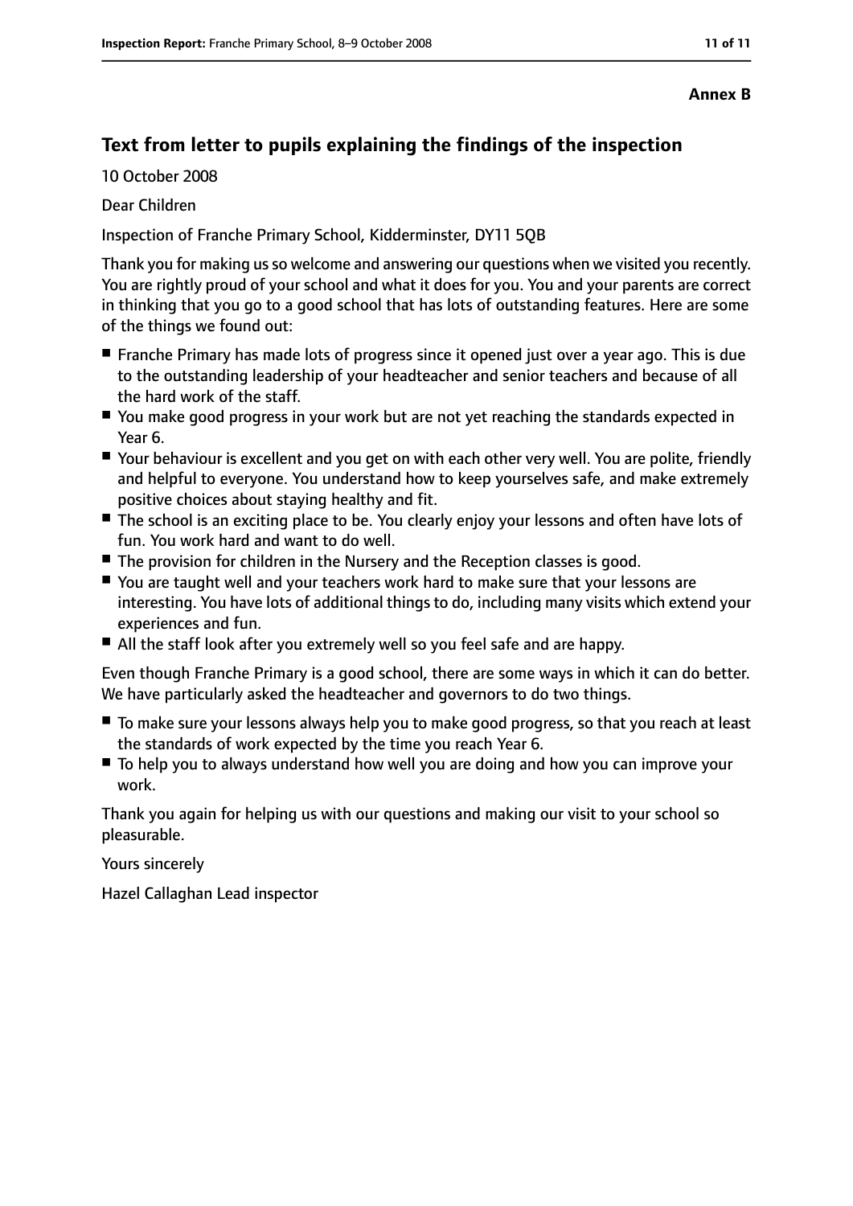**Annex B**

## Text from letter to pupils explaining the findings of the inspection

10 October 2008

Dear Children

Inspection of Franche Primary School, Kidderminster, DY11 5QB

Thank you for making us so welcome and answering our questions when we visited you recently. You are rightly proud of your school and what it does for you. You and your parents are correct in thinking that you go to a good school that has lots of outstanding features. Here are some of the things we found out:

- Franche Primary has made lots of progress since it opened just over a year ago. This is due to the outstanding leadership of your headteacher and senior teachers and because of all the hard work of the staff.
- You make good progress in your work but are not yet reaching the standards expected in Year 6.
- Your behaviour is excellent and you get on with each other very well. You are polite, friendly and helpful to everyone. You understand how to keep yourselves safe, and make extremely positive choices about staying healthy and fit.
- The school is an exciting place to be. You clearly enjoy your lessons and often have lots of fun. You work hard and want to do well.
- The provision for children in the Nursery and the Reception classes is good.
- You are taught well and your teachers work hard to make sure that your lessons are interesting. You have lots of additional things to do, including many visits which extend your experiences and fun.
- All the staff look after you extremely well so you feel safe and are happy.

Even though Franche Primary is a good school, there are some ways in which it can do better. We have particularly asked the headteacher and governors to do two things.

- To make sure your lessons always help you to make good progress, so that you reach at least the standards of work expected by the time you reach Year 6.
- To help you to always understand how well you are doing and how you can improve your work.

Thank you again for helping us with our questions and making our visit to your school so pleasurable.

Yours sincerely

Hazel Callaghan Lead inspector